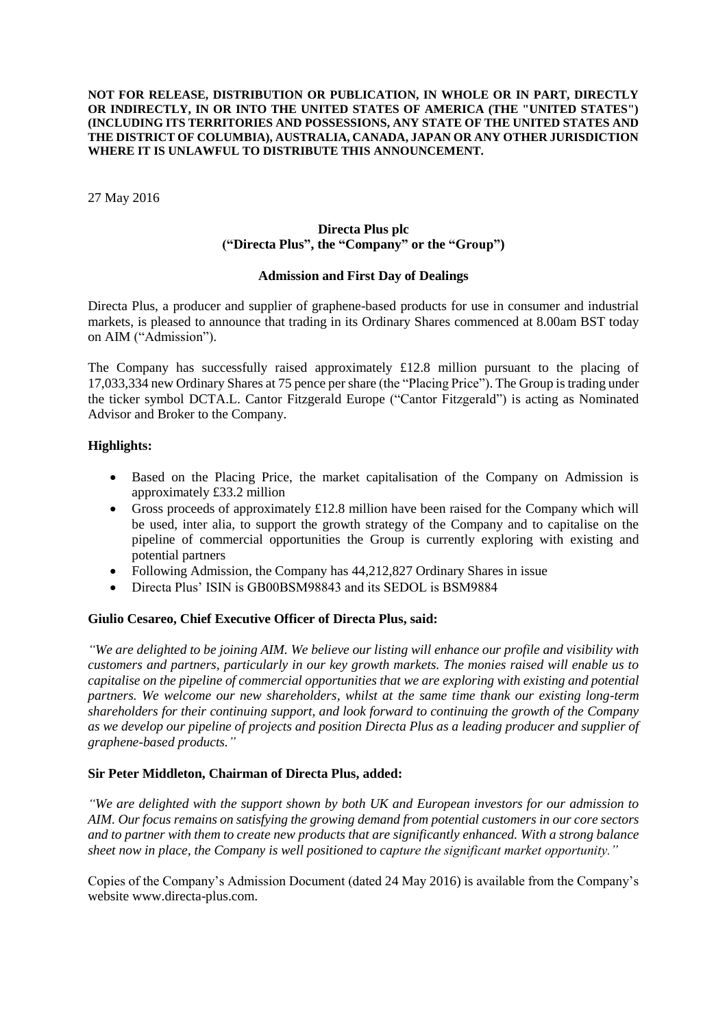**NOT FOR RELEASE, DISTRIBUTION OR PUBLICATION, IN WHOLE OR IN PART, DIRECTLY OR INDIRECTLY, IN OR INTO THE UNITED STATES OF AMERICA (THE "UNITED STATES") (INCLUDING ITS TERRITORIES AND POSSESSIONS, ANY STATE OF THE UNITED STATES AND THE DISTRICT OF COLUMBIA), AUSTRALIA, CANADA, JAPAN OR ANY OTHER JURISDICTION WHERE IT IS UNLAWFUL TO DISTRIBUTE THIS ANNOUNCEMENT.**

27 May 2016

**Directa Plus plc**
**("Directa Plus", the "Company" or the "Group")**

**Admission and First Day of Dealings**

Directa Plus, a producer and supplier of graphene-based products for use in consumer and industrial markets, is pleased to announce that trading in its Ordinary Shares commenced at 8.00am BST today on AIM ("Admission").

The Company has successfully raised approximately £12.8 million pursuant to the placing of 17,033,334 new Ordinary Shares at 75 pence per share (the "Placing Price"). The Group is trading under the ticker symbol DCTA.L. Cantor Fitzgerald Europe ("Cantor Fitzgerald") is acting as Nominated Advisor and Broker to the Company.

**Highlights:**

- Based on the Placing Price, the market capitalisation of the Company on Admission is approximately £33.2 million
- Gross proceeds of approximately £12.8 million have been raised for the Company which will be used, inter alia, to support the growth strategy of the Company and to capitalise on the pipeline of commercial opportunities the Group is currently exploring with existing and potential partners
- Following Admission, the Company has 44,212,827 Ordinary Shares in issue
- Directa Plus' ISIN is GB00BSM98843 and its SEDOL is BSM9884

**Giulio Cesareo, Chief Executive Officer of Directa Plus, said:**

*"We are delighted to be joining AIM. We believe our listing will enhance our profile and visibility with customers and partners, particularly in our key growth markets. The monies raised will enable us to capitalise on the pipeline of commercial opportunities that we are exploring with existing and potential partners. We welcome our new shareholders, whilst at the same time thank our existing long-term shareholders for their continuing support, and look forward to continuing the growth of the Company as we develop our pipeline of projects and position Directa Plus as a leading producer and supplier of graphene-based products."*

**Sir Peter Middleton, Chairman of Directa Plus, added:**

*"We are delighted with the support shown by both UK and European investors for our admission to AIM. Our focus remains on satisfying the growing demand from potential customers in our core sectors and to partner with them to create new products that are significantly enhanced. With a strong balance sheet now in place, the Company is well positioned to capture the significant market opportunity."*

Copies of the Company's Admission Document (dated 24 May 2016) is available from the Company's website www.directa-plus.com.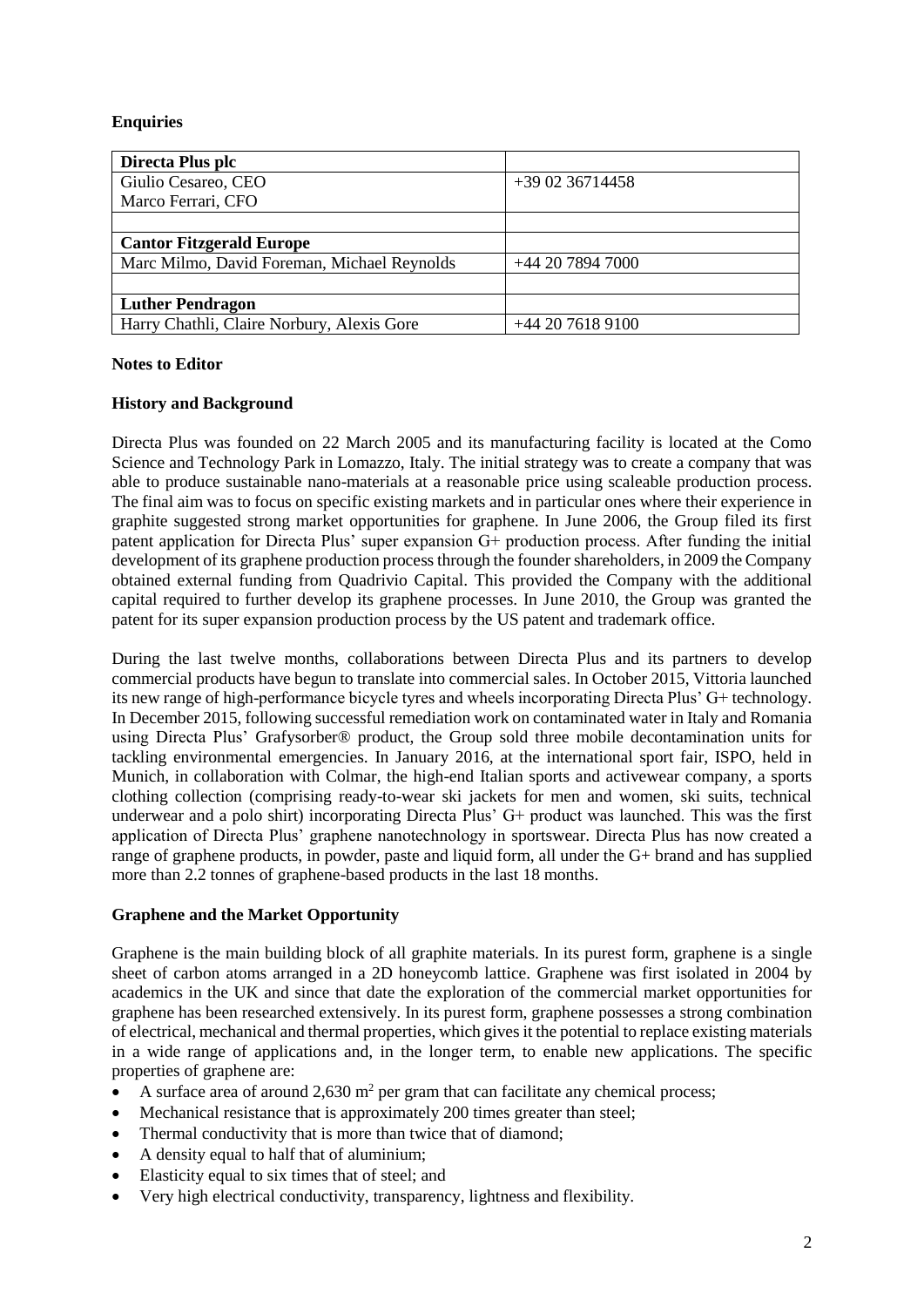**Enquiries**

| **Directa Plus plc** | |
|---|---|
| Giulio Cesareo, CEO<br>Marco Ferrari, CFO | +39 02 36714458 |
| | |
| **Cantor Fitzgerald Europe** | |
| Marc Milmo, David Foreman, Michael Reynolds | +44 20 7894 7000 |
| | |
| **Luther Pendragon** | |
| Harry Chathli, Claire Norbury, Alexis Gore | +44 20 7618 9100 |

**Notes to Editor**

**History and Background**

Directa Plus was founded on 22 March 2005 and its manufacturing facility is located at the Como Science and Technology Park in Lomazzo, Italy. The initial strategy was to create a company that was able to produce sustainable nano-materials at a reasonable price using scaleable production process. The final aim was to focus on specific existing markets and in particular ones where their experience in graphite suggested strong market opportunities for graphene. In June 2006, the Group filed its first patent application for Directa Plus' super expansion G+ production process. After funding the initial development of its graphene production process through the founder shareholders, in 2009 the Company obtained external funding from Quadrivio Capital. This provided the Company with the additional capital required to further develop its graphene processes. In June 2010, the Group was granted the patent for its super expansion production process by the US patent and trademark office.

During the last twelve months, collaborations between Directa Plus and its partners to develop commercial products have begun to translate into commercial sales. In October 2015, Vittoria launched its new range of high-performance bicycle tyres and wheels incorporating Directa Plus' G+ technology. In December 2015, following successful remediation work on contaminated water in Italy and Romania using Directa Plus' Grafysorber® product, the Group sold three mobile decontamination units for tackling environmental emergencies. In January 2016, at the international sport fair, ISPO, held in Munich, in collaboration with Colmar, the high-end Italian sports and activewear company, a sports clothing collection (comprising ready-to-wear ski jackets for men and women, ski suits, technical underwear and a polo shirt) incorporating Directa Plus' G+ product was launched. This was the first application of Directa Plus' graphene nanotechnology in sportswear. Directa Plus has now created a range of graphene products, in powder, paste and liquid form, all under the G+ brand and has supplied more than 2.2 tonnes of graphene-based products in the last 18 months.

**Graphene and the Market Opportunity**

Graphene is the main building block of all graphite materials. In its purest form, graphene is a single sheet of carbon atoms arranged in a 2D honeycomb lattice. Graphene was first isolated in 2004 by academics in the UK and since that date the exploration of the commercial market opportunities for graphene has been researched extensively. In its purest form, graphene possesses a strong combination of electrical, mechanical and thermal properties, which gives it the potential to replace existing materials in a wide range of applications and, in the longer term, to enable new applications. The specific properties of graphene are:

- A surface area of around 2,630 $m^2$ per gram that can facilitate any chemical process;
- Mechanical resistance that is approximately 200 times greater than steel;
- Thermal conductivity that is more than twice that of diamond;
- A density equal to half that of aluminium;
- Elasticity equal to six times that of steel; and
- Very high electrical conductivity, transparency, lightness and flexibility.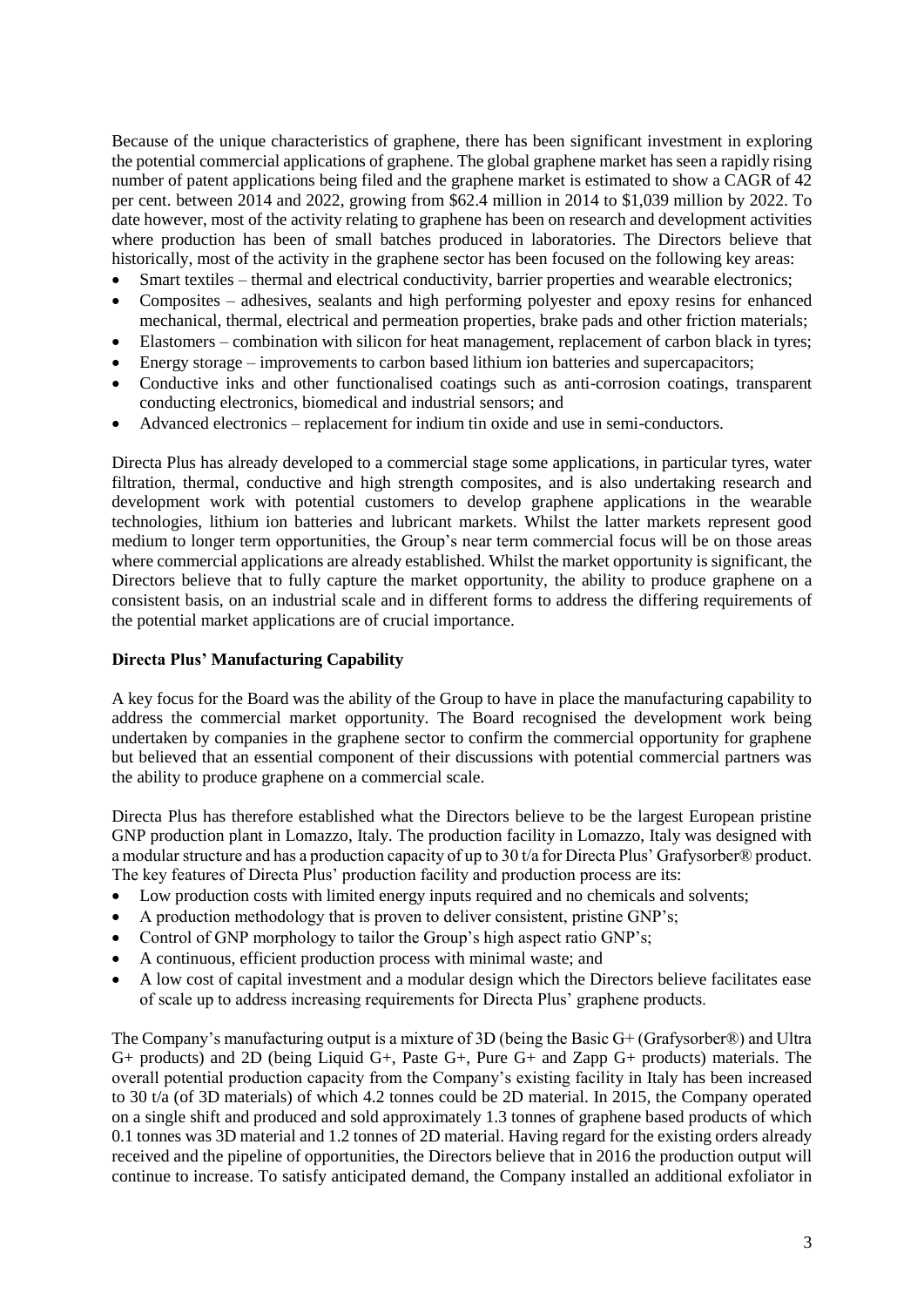Because of the unique characteristics of graphene, there has been significant investment in exploring the potential commercial applications of graphene. The global graphene market has seen a rapidly rising number of patent applications being filed and the graphene market is estimated to show a CAGR of 42 per cent. between 2014 and 2022, growing from $62.4 million in 2014 to $1,039 million by 2022. To date however, most of the activity relating to graphene has been on research and development activities where production has been of small batches produced in laboratories. The Directors believe that historically, most of the activity in the graphene sector has been focused on the following key areas:

- Smart textiles – thermal and electrical conductivity, barrier properties and wearable electronics;
- Composites – adhesives, sealants and high performing polyester and epoxy resins for enhanced mechanical, thermal, electrical and permeation properties, brake pads and other friction materials;
- Elastomers – combination with silicon for heat management, replacement of carbon black in tyres;
- Energy storage – improvements to carbon based lithium ion batteries and supercapacitors;
- Conductive inks and other functionalised coatings such as anti-corrosion coatings, transparent conducting electronics, biomedical and industrial sensors; and
- Advanced electronics – replacement for indium tin oxide and use in semi-conductors.

Directa Plus has already developed to a commercial stage some applications, in particular tyres, water filtration, thermal, conductive and high strength composites, and is also undertaking research and development work with potential customers to develop graphene applications in the wearable technologies, lithium ion batteries and lubricant markets. Whilst the latter markets represent good medium to longer term opportunities, the Group's near term commercial focus will be on those areas where commercial applications are already established. Whilst the market opportunity is significant, the Directors believe that to fully capture the market opportunity, the ability to produce graphene on a consistent basis, on an industrial scale and in different forms to address the differing requirements of the potential market applications are of crucial importance.

**Directa Plus' Manufacturing Capability**

A key focus for the Board was the ability of the Group to have in place the manufacturing capability to address the commercial market opportunity. The Board recognised the development work being undertaken by companies in the graphene sector to confirm the commercial opportunity for graphene but believed that an essential component of their discussions with potential commercial partners was the ability to produce graphene on a commercial scale.

Directa Plus has therefore established what the Directors believe to be the largest European pristine GNP production plant in Lomazzo, Italy. The production facility in Lomazzo, Italy was designed with a modular structure and has a production capacity of up to 30 t/a for Directa Plus' Grafysorber® product. The key features of Directa Plus' production facility and production process are its:

- Low production costs with limited energy inputs required and no chemicals and solvents;
- A production methodology that is proven to deliver consistent, pristine GNP's;
- Control of GNP morphology to tailor the Group's high aspect ratio GNP's;
- A continuous, efficient production process with minimal waste; and
- A low cost of capital investment and a modular design which the Directors believe facilitates ease of scale up to address increasing requirements for Directa Plus' graphene products.

The Company's manufacturing output is a mixture of 3D (being the Basic G+ (Grafysorber®) and Ultra G+ products) and 2D (being Liquid G+, Paste G+, Pure G+ and Zapp G+ products) materials. The overall potential production capacity from the Company's existing facility in Italy has been increased to 30 t/a (of 3D materials) of which 4.2 tonnes could be 2D material. In 2015, the Company operated on a single shift and produced and sold approximately 1.3 tonnes of graphene based products of which 0.1 tonnes was 3D material and 1.2 tonnes of 2D material. Having regard for the existing orders already received and the pipeline of opportunities, the Directors believe that in 2016 the production output will continue to increase. To satisfy anticipated demand, the Company installed an additional exfoliator in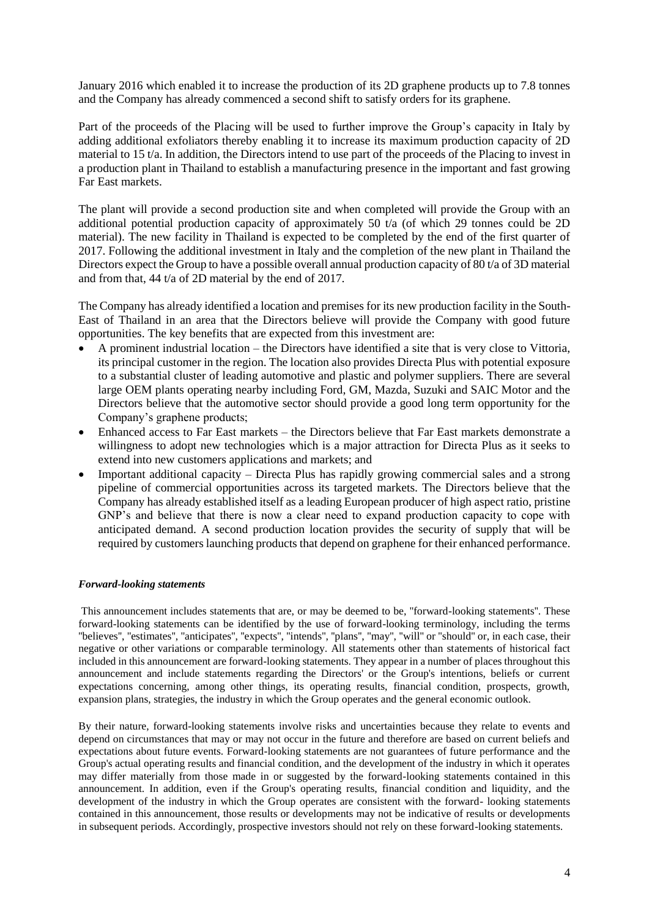January 2016 which enabled it to increase the production of its 2D graphene products up to 7.8 tonnes and the Company has already commenced a second shift to satisfy orders for its graphene.

Part of the proceeds of the Placing will be used to further improve the Group's capacity in Italy by adding additional exfoliators thereby enabling it to increase its maximum production capacity of 2D material to 15 t/a. In addition, the Directors intend to use part of the proceeds of the Placing to invest in a production plant in Thailand to establish a manufacturing presence in the important and fast growing Far East markets.

The plant will provide a second production site and when completed will provide the Group with an additional potential production capacity of approximately 50 t/a (of which 29 tonnes could be 2D material). The new facility in Thailand is expected to be completed by the end of the first quarter of 2017. Following the additional investment in Italy and the completion of the new plant in Thailand the Directors expect the Group to have a possible overall annual production capacity of 80 t/a of 3D material and from that, 44 t/a of 2D material by the end of 2017.

The Company has already identified a location and premises for its new production facility in the South-East of Thailand in an area that the Directors believe will provide the Company with good future opportunities. The key benefits that are expected from this investment are:

- A prominent industrial location – the Directors have identified a site that is very close to Vittoria, its principal customer in the region. The location also provides Directa Plus with potential exposure to a substantial cluster of leading automotive and plastic and polymer suppliers. There are several large OEM plants operating nearby including Ford, GM, Mazda, Suzuki and SAIC Motor and the Directors believe that the automotive sector should provide a good long term opportunity for the Company's graphene products;
- Enhanced access to Far East markets – the Directors believe that Far East markets demonstrate a willingness to adopt new technologies which is a major attraction for Directa Plus as it seeks to extend into new customers applications and markets; and
- Important additional capacity – Directa Plus has rapidly growing commercial sales and a strong pipeline of commercial opportunities across its targeted markets. The Directors believe that the Company has already established itself as a leading European producer of high aspect ratio, pristine GNP's and believe that there is now a clear need to expand production capacity to cope with anticipated demand. A second production location provides the security of supply that will be required by customers launching products that depend on graphene for their enhanced performance.

***Forward-looking statements***

This announcement includes statements that are, or may be deemed to be, "forward-looking statements". These forward-looking statements can be identified by the use of forward-looking terminology, including the terms "believes", "estimates", "anticipates", "expects", "intends", "plans", "may", "will" or "should" or, in each case, their negative or other variations or comparable terminology. All statements other than statements of historical fact included in this announcement are forward-looking statements. They appear in a number of places throughout this announcement and include statements regarding the Directors' or the Group's intentions, beliefs or current expectations concerning, among other things, its operating results, financial condition, prospects, growth, expansion plans, strategies, the industry in which the Group operates and the general economic outlook.

By their nature, forward-looking statements involve risks and uncertainties because they relate to events and depend on circumstances that may or may not occur in the future and therefore are based on current beliefs and expectations about future events. Forward-looking statements are not guarantees of future performance and the Group's actual operating results and financial condition, and the development of the industry in which it operates may differ materially from those made in or suggested by the forward-looking statements contained in this announcement. In addition, even if the Group's operating results, financial condition and liquidity, and the development of the industry in which the Group operates are consistent with the forward- looking statements contained in this announcement, those results or developments may not be indicative of results or developments in subsequent periods. Accordingly, prospective investors should not rely on these forward-looking statements.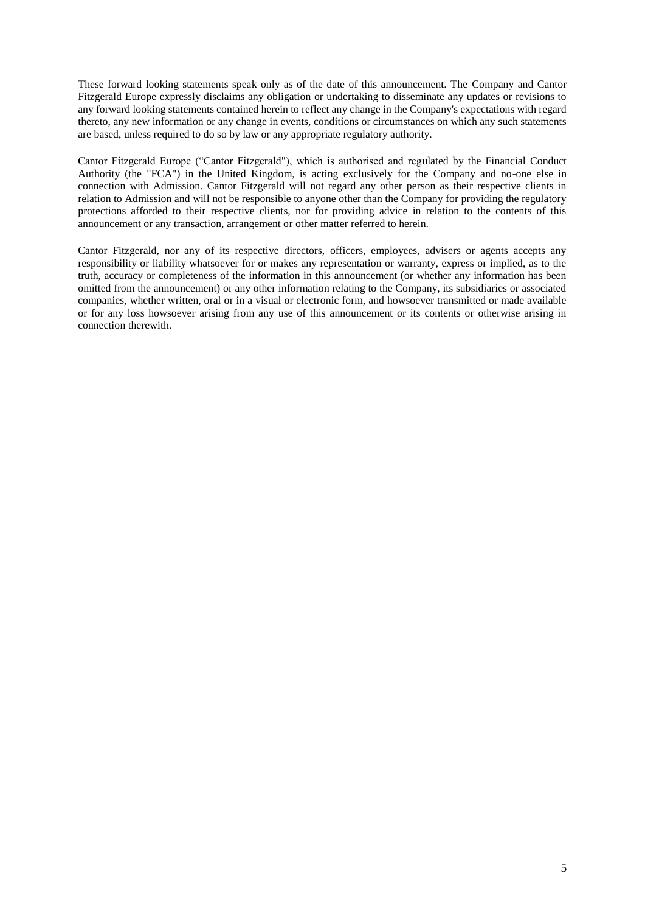These forward looking statements speak only as of the date of this announcement. The Company and Cantor Fitzgerald Europe expressly disclaims any obligation or undertaking to disseminate any updates or revisions to any forward looking statements contained herein to reflect any change in the Company's expectations with regard thereto, any new information or any change in events, conditions or circumstances on which any such statements are based, unless required to do so by law or any appropriate regulatory authority.

Cantor Fitzgerald Europe ("Cantor Fitzgerald"), which is authorised and regulated by the Financial Conduct Authority (the "FCA") in the United Kingdom, is acting exclusively for the Company and no-one else in connection with Admission. Cantor Fitzgerald will not regard any other person as their respective clients in relation to Admission and will not be responsible to anyone other than the Company for providing the regulatory protections afforded to their respective clients, nor for providing advice in relation to the contents of this announcement or any transaction, arrangement or other matter referred to herein.

Cantor Fitzgerald, nor any of its respective directors, officers, employees, advisers or agents accepts any responsibility or liability whatsoever for or makes any representation or warranty, express or implied, as to the truth, accuracy or completeness of the information in this announcement (or whether any information has been omitted from the announcement) or any other information relating to the Company, its subsidiaries or associated companies, whether written, oral or in a visual or electronic form, and howsoever transmitted or made available or for any loss howsoever arising from any use of this announcement or its contents or otherwise arising in connection therewith.